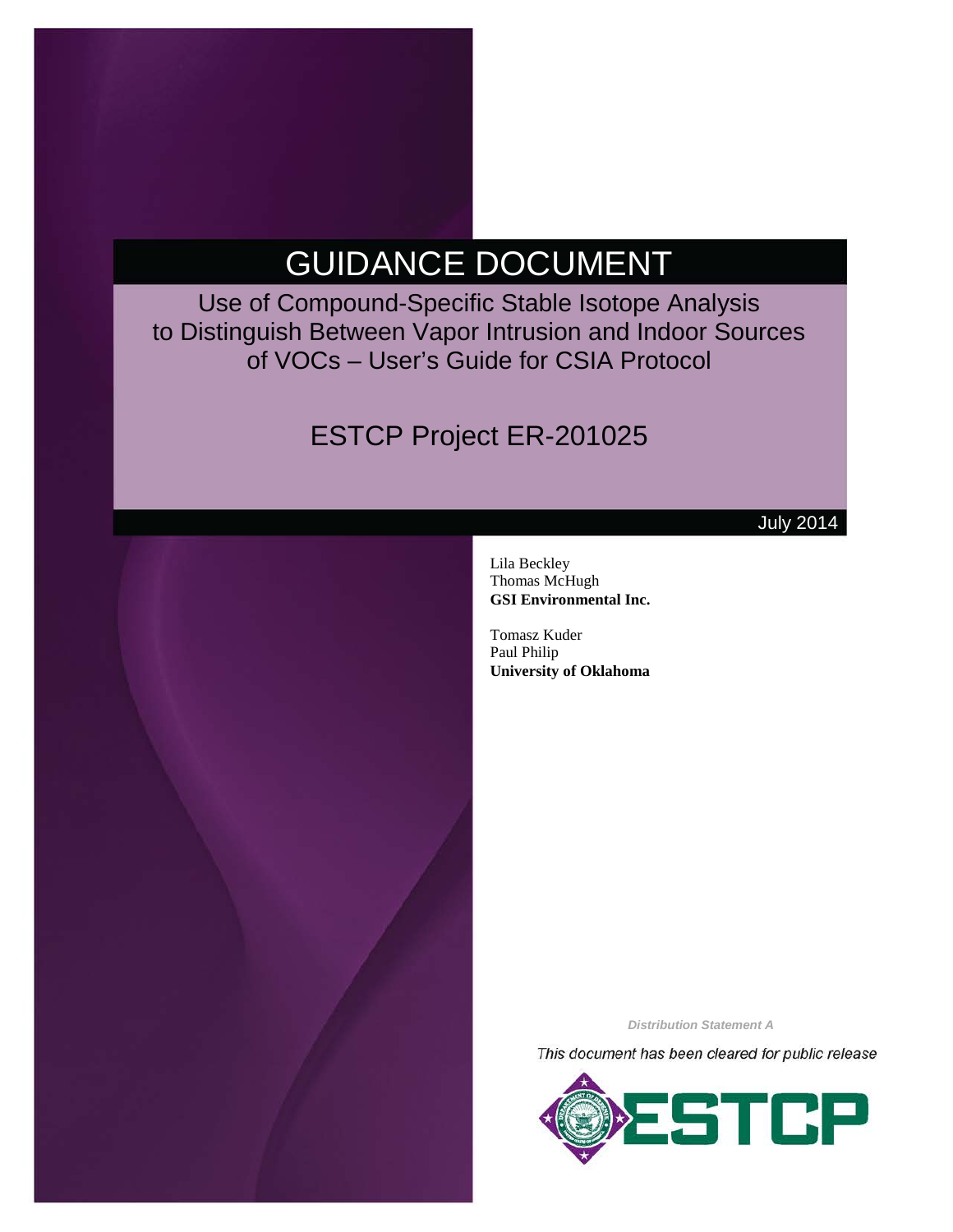# GUIDANCE DOCUMENT

## Use of Compound-Specific Stable Isotope Analysis to Distinguish Between Vapor Intrusion and Indoor Sources of VOCs – User's Guide for CSIA Protocol

## ESTCP Project ER-201025

July 2014

Lila Beckley
Thomas McHugh
**GSI Environmental Inc.**

Tomasz Kuder
Paul Philip
**University of Oklahoma**

*Distribution Statement A*

*This document has been cleared for public release*

ESTCP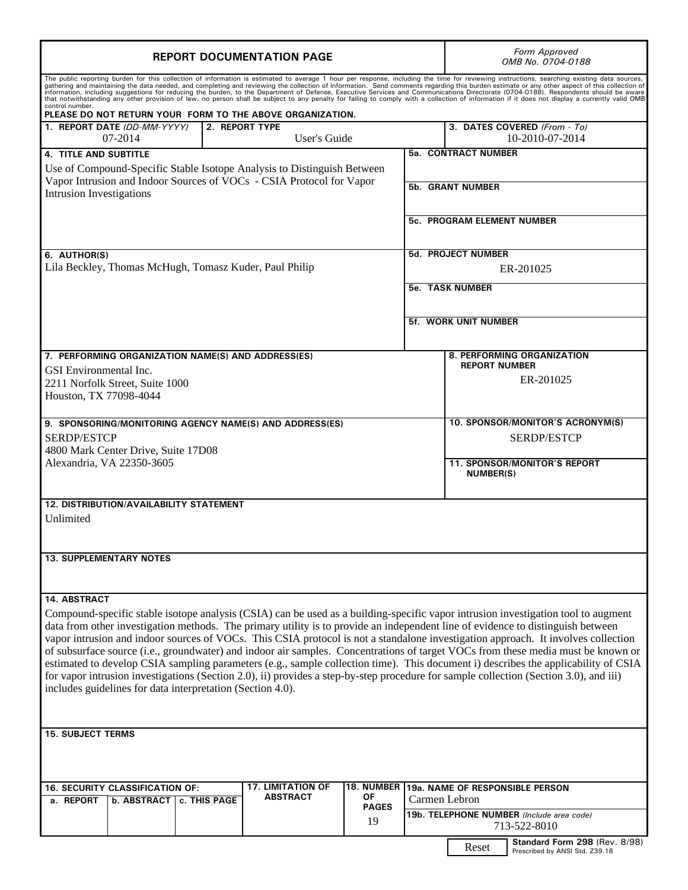# REPORT DOCUMENTATION PAGE

*Form Approved OMB No. 0704-0188*

The public reporting burden for this collection of information is estimated to average 1 hour per response, including the time for reviewing instructions, searching existing data sources, gathering and maintaining the data needed, and completing and reviewing the collection of information. Send comments regarding this burden estimate or any other aspect of this collection of information, including suggestions for reducing the burden, to the Department of Defense, Executive Services and Communications Directorate (0704-0188). Respondents should be aware that notwithstanding any other provision of law, no person shall be subject to any penalty for failing to comply with a collection of information if it does not display a currently valid OMB control number.

**PLEASE DO NOT RETURN YOUR FORM TO THE ABOVE ORGANIZATION.**

| 1. REPORT DATE *(DD-MM-YYYY)* | 2. REPORT TYPE | 3. DATES COVERED *(From - To)* |
|---|---|---|
| 07-2014 | User's Guide | 10-2010-07-2014 |

**4. TITLE AND SUBTITLE**

Use of Compound-Specific Stable Isotope Analysis to Distinguish Between Vapor Intrusion and Indoor Sources of VOCs - CSIA Protocol for Vapor Intrusion Investigations

**5a. CONTRACT NUMBER**

**5b. GRANT NUMBER**

**5c. PROGRAM ELEMENT NUMBER**

**6. AUTHOR(S)**

Lila Beckley, Thomas McHugh, Tomasz Kuder, Paul Philip

**5d. PROJECT NUMBER**

ER-201025

**5e. TASK NUMBER**

**5f. WORK UNIT NUMBER**

**7. PERFORMING ORGANIZATION NAME(S) AND ADDRESS(ES)**

GSI Environmental Inc.
2211 Norfolk Street, Suite 1000
Houston, TX 77098-4044

**8. PERFORMING ORGANIZATION REPORT NUMBER**

ER-201025

**9. SPONSORING/MONITORING AGENCY NAME(S) AND ADDRESS(ES)**

SERDP/ESTCP
4800 Mark Center Drive, Suite 17D08
Alexandria, VA 22350-3605

**10. SPONSOR/MONITOR'S ACRONYM(S)**

SERDP/ESTCP

**11. SPONSOR/MONITOR'S REPORT NUMBER(S)**

**12. DISTRIBUTION/AVAILABILITY STATEMENT**

Unlimited

**13. SUPPLEMENTARY NOTES**

**14. ABSTRACT**

Compound-specific stable isotope analysis (CSIA) can be used as a building-specific vapor intrusion investigation tool to augment data from other investigation methods. The primary utility is to provide an independent line of evidence to distinguish between vapor intrusion and indoor sources of VOCs. This CSIA protocol is not a standalone investigation approach. It involves collection of subsurface source (i.e., groundwater) and indoor air samples. Concentrations of target VOCs from these media must be known or estimated to develop CSIA sampling parameters (e.g., sample collection time). This document i) describes the applicability of CSIA for vapor intrusion investigations (Section 2.0), ii) provides a step-by-step procedure for sample collection (Section 3.0), and iii) includes guidelines for data interpretation (Section 4.0).

**15. SUBJECT TERMS**

| 16. SECURITY CLASSIFICATION OF: a. REPORT | b. ABSTRACT | c. THIS PAGE | 17. LIMITATION OF ABSTRACT | 18. NUMBER OF PAGES | 19a. NAME OF RESPONSIBLE PERSON |
|---|---|---|---|---|---|
| | | | | 19 | Carmen Lebron |
| | | | | | **19b. TELEPHONE NUMBER** *(Include area code)* 713-522-8010 |

Reset

**Standard Form 298** (Rev. 8/98)
Prescribed by ANSI Std. Z39.18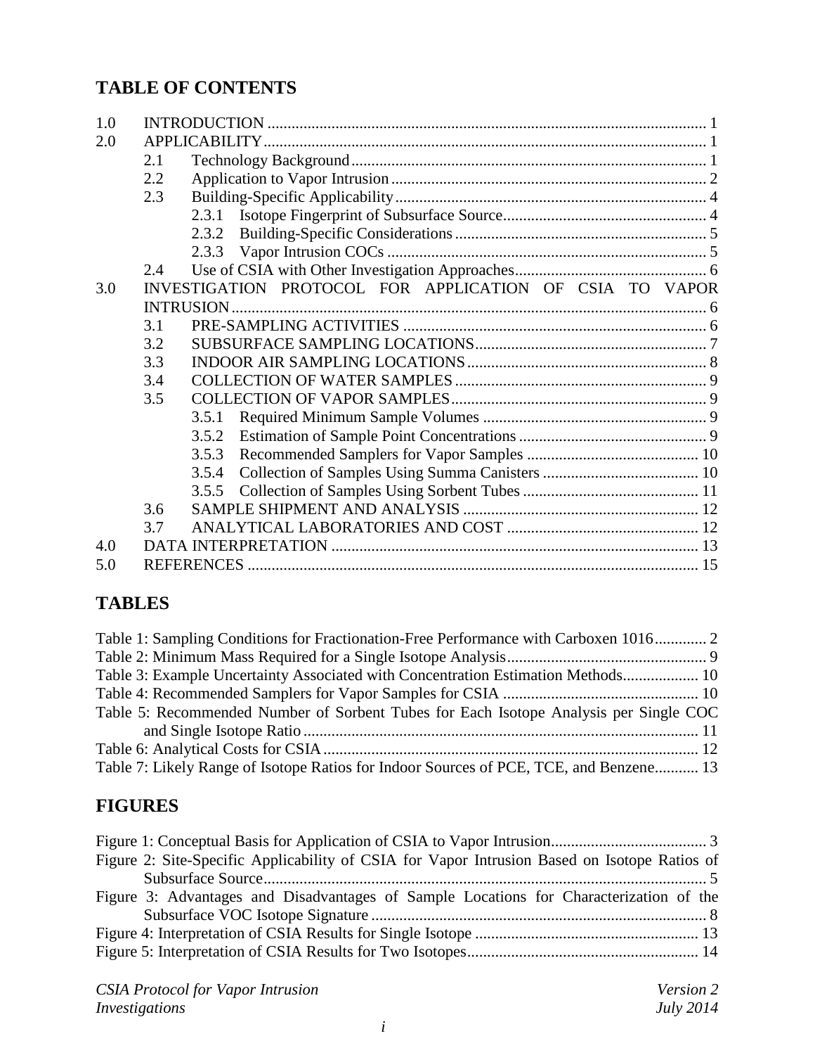# TABLE OF CONTENTS

1.0 INTRODUCTION ............................................................................................................ 1
2.0 APPLICABILITY............................................................................................................ 1
 2.1 Technology Background ....................................................................................... 1
 2.2 Application to Vapor Intrusion ............................................................................. 2
 2.3 Building-Specific Applicability ............................................................................ 4
  2.3.1 Isotope Fingerprint of Subsurface Source .................................................. 4
  2.3.2 Building-Specific Considerations .............................................................. 5
  2.3.3 Vapor Intrusion COCs ............................................................................... 5
 2.4 Use of CSIA with Other Investigation Approaches............................................... 6
3.0 INVESTIGATION PROTOCOL FOR APPLICATION OF CSIA TO VAPOR INTRUSION..................................................................................................................... 6
 3.1 PRE-SAMPLING ACTIVITIES ........................................................................... 6
 3.2 SUBSURFACE SAMPLING LOCATIONS.......................................................... 7
 3.3 INDOOR AIR SAMPLING LOCATIONS............................................................ 8
 3.4 COLLECTION OF WATER SAMPLES ............................................................... 9
 3.5 COLLECTION OF VAPOR SAMPLES................................................................ 9
  3.5.1 Required Minimum Sample Volumes ........................................................ 9
  3.5.2 Estimation of Sample Point Concentrations ............................................... 9
  3.5.3 Recommended Samplers for Vapor Samples ........................................... 10
  3.5.4 Collection of Samples Using Summa Canisters ....................................... 10
  3.5.5 Collection of Samples Using Sorbent Tubes ............................................ 11
 3.6 SAMPLE SHIPMENT AND ANALYSIS ........................................................... 12
 3.7 ANALYTICAL LABORATORIES AND COST ................................................ 12
4.0 DATA INTERPRETATION ........................................................................................... 13
5.0 REFERENCES ................................................................................................................ 15

# TABLES

Table 1: Sampling Conditions for Fractionation-Free Performance with Carboxen 1016............. 2
Table 2: Minimum Mass Required for a Single Isotope Analysis.................................................. 9
Table 3: Example Uncertainty Associated with Concentration Estimation Methods................... 10
Table 4: Recommended Samplers for Vapor Samples for CSIA ................................................. 10
Table 5: Recommended Number of Sorbent Tubes for Each Isotope Analysis per Single COC and Single Isotope Ratio .................................................................................................. 11
Table 6: Analytical Costs for CSIA............................................................................................. 12
Table 7: Likely Range of Isotope Ratios for Indoor Sources of PCE, TCE, and Benzene........... 13

# FIGURES

Figure 1: Conceptual Basis for Application of CSIA to Vapor Intrusion....................................... 3
Figure 2: Site-Specific Applicability of CSIA for Vapor Intrusion Based on Isotope Ratios of Subsurface Source.............................................................................................................. 5
Figure 3: Advantages and Disadvantages of Sample Locations for Characterization of the Subsurface VOC Isotope Signature ................................................................................... 8
Figure 4: Interpretation of CSIA Results for Single Isotope ....................................................... 13
Figure 5: Interpretation of CSIA Results for Two Isotopes......................................................... 14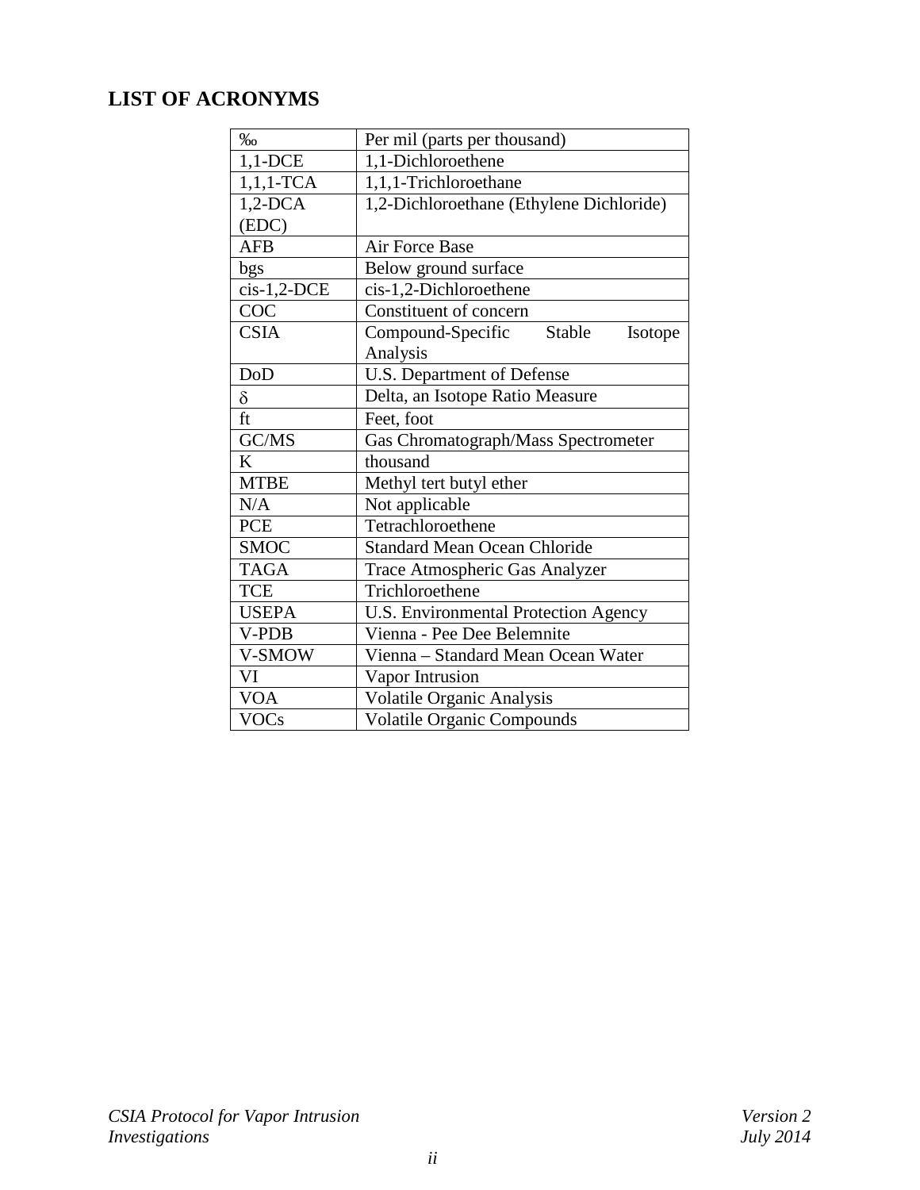## LIST OF ACRONYMS

| | |
|---|---|
| ‰ | Per mil (parts per thousand) |
| 1,1-DCE | 1,1-Dichloroethene |
| 1,1,1-TCA | 1,1,1-Trichloroethane |
| 1,2-DCA (EDC) | 1,2-Dichloroethane (Ethylene Dichloride) |
| AFB | Air Force Base |
| bgs | Below ground surface |
| cis-1,2-DCE | cis-1,2-Dichloroethene |
| COC | Constituent of concern |
| CSIA | Compound-Specific Stable Isotope Analysis |
| DoD | U.S. Department of Defense |
| $\delta$ | Delta, an Isotope Ratio Measure |
| ft | Feet, foot |
| GC/MS | Gas Chromatograph/Mass Spectrometer |
| K | thousand |
| MTBE | Methyl tert butyl ether |
| N/A | Not applicable |
| PCE | Tetrachloroethene |
| SMOC | Standard Mean Ocean Chloride |
| TAGA | Trace Atmospheric Gas Analyzer |
| TCE | Trichloroethene |
| USEPA | U.S. Environmental Protection Agency |
| V-PDB | Vienna - Pee Dee Belemnite |
| V-SMOW | Vienna – Standard Mean Ocean Water |
| VI | Vapor Intrusion |
| VOA | Volatile Organic Analysis |
| VOCs | Volatile Organic Compounds |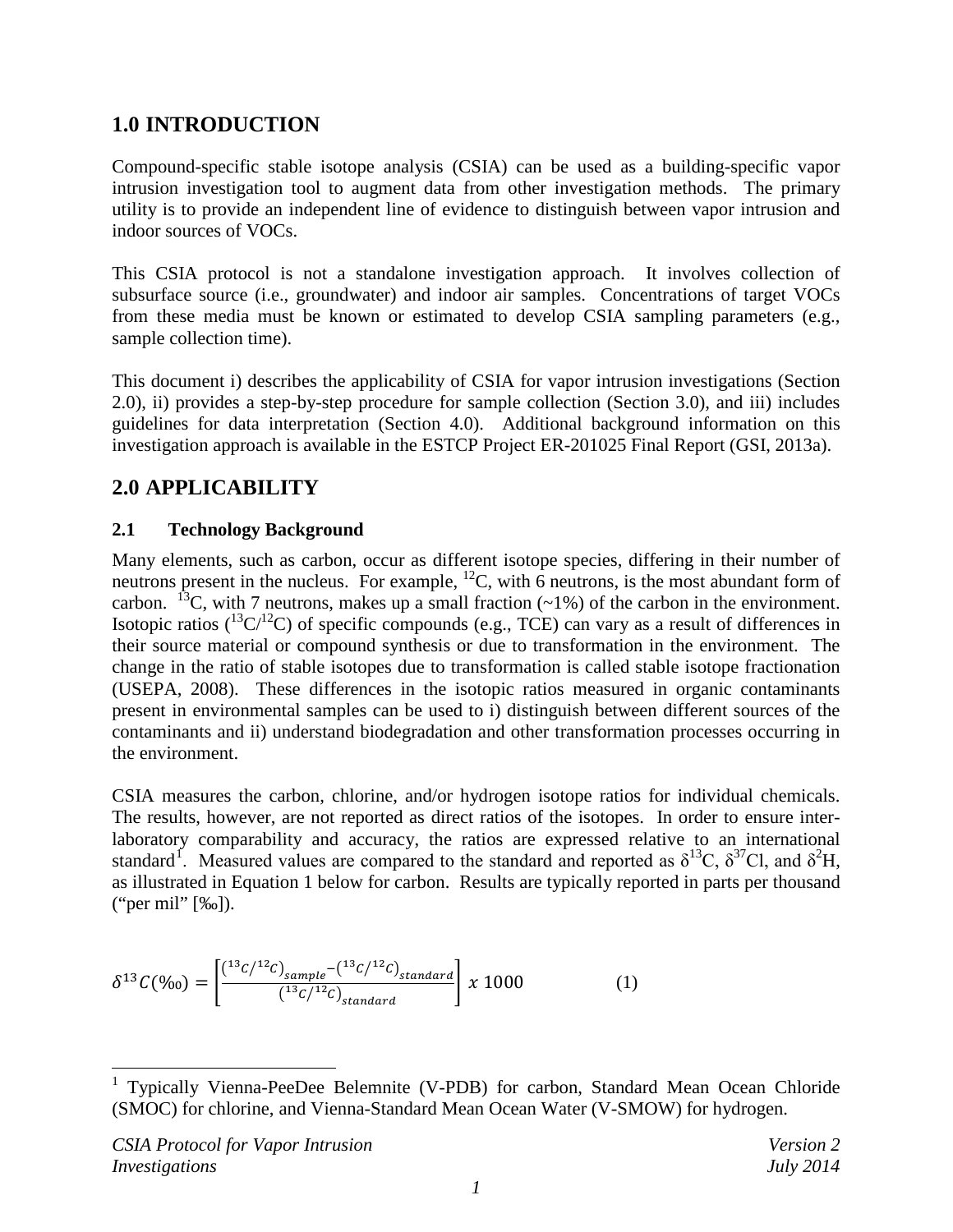# 1.0 INTRODUCTION

Compound-specific stable isotope analysis (CSIA) can be used as a building-specific vapor intrusion investigation tool to augment data from other investigation methods. The primary utility is to provide an independent line of evidence to distinguish between vapor intrusion and indoor sources of VOCs.

This CSIA protocol is not a standalone investigation approach. It involves collection of subsurface source (i.e., groundwater) and indoor air samples. Concentrations of target VOCs from these media must be known or estimated to develop CSIA sampling parameters (e.g., sample collection time).

This document i) describes the applicability of CSIA for vapor intrusion investigations (Section 2.0), ii) provides a step-by-step procedure for sample collection (Section 3.0), and iii) includes guidelines for data interpretation (Section 4.0). Additional background information on this investigation approach is available in the ESTCP Project ER-201025 Final Report (GSI, 2013a).

# 2.0 APPLICABILITY

## 2.1 Technology Background

Many elements, such as carbon, occur as different isotope species, differing in their number of neutrons present in the nucleus. For example, $^{12}C$, with 6 neutrons, is the most abundant form of carbon. $^{13}C$, with 7 neutrons, makes up a small fraction (~1%) of the carbon in the environment. Isotopic ratios ($^{13}C/^{12}C$) of specific compounds (e.g., TCE) can vary as a result of differences in their source material or compound synthesis or due to transformation in the environment. The change in the ratio of stable isotopes due to transformation is called stable isotope fractionation (USEPA, 2008). These differences in the isotopic ratios measured in organic contaminants present in environmental samples can be used to i) distinguish between different sources of the contaminants and ii) understand biodegradation and other transformation processes occurring in the environment.

CSIA measures the carbon, chlorine, and/or hydrogen isotope ratios for individual chemicals. The results, however, are not reported as direct ratios of the isotopes. In order to ensure inter-laboratory comparability and accuracy, the ratios are expressed relative to an international standard[1]. Measured values are compared to the standard and reported as $\delta^{13}C$, $\delta^{37}Cl$, and $\delta^{2}H$, as illustrated in Equation 1 below for carbon. Results are typically reported in parts per thousand ("per mil" [‰]).

$$\delta^{13}C(‰) = \left[\frac{(^{13}C/^{12}C)_{sample} - (^{13}C/^{12}C)_{standard}}{(^{13}C/^{12}C)_{standard}}\right] x\ 1000 \qquad (1)$$

[1] Typically Vienna-PeeDee Belemnite (V-PDB) for carbon, Standard Mean Ocean Chloride (SMOC) for chlorine, and Vienna-Standard Mean Ocean Water (V-SMOW) for hydrogen.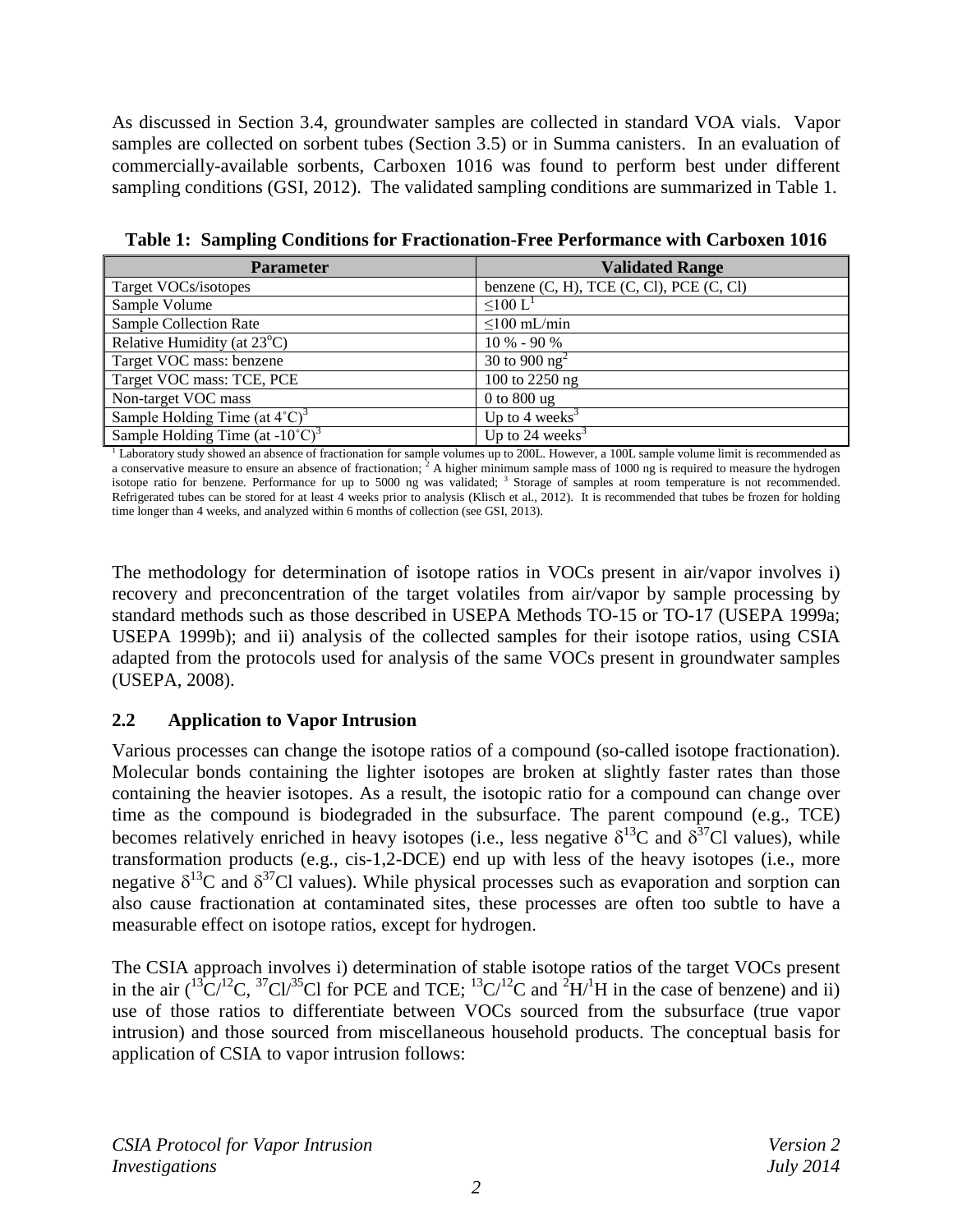As discussed in Section 3.4, groundwater samples are collected in standard VOA vials. Vapor samples are collected on sorbent tubes (Section 3.5) or in Summa canisters. In an evaluation of commercially-available sorbents, Carboxen 1016 was found to perform best under different sampling conditions (GSI, 2012). The validated sampling conditions are summarized in Table 1.

**Table 1: Sampling Conditions for Fractionation-Free Performance with Carboxen 1016**

| Parameter | Validated Range |
| --- | --- |
| Target VOCs/isotopes | benzene (C, H), TCE (C, Cl), PCE (C, Cl) |
| Sample Volume | ≤100 L[1] |
| Sample Collection Rate | ≤100 mL/min |
| Relative Humidity (at 23°C) | 10 % - 90 % |
| Target VOC mass: benzene | 30 to 900 ng[2] |
| Target VOC mass: TCE, PCE | 100 to 2250 ng |
| Non-target VOC mass | 0 to 800 ug |
| Sample Holding Time (at 4˚C)[3] | Up to 4 weeks[3] |
| Sample Holding Time (at -10˚C)[3] | Up to 24 weeks[3] |

[1] Laboratory study showed an absence of fractionation for sample volumes up to 200L. However, a 100L sample volume limit is recommended as a conservative measure to ensure an absence of fractionation; [2] A higher minimum sample mass of 1000 ng is required to measure the hydrogen isotope ratio for benzene. Performance for up to 5000 ng was validated; [3] Storage of samples at room temperature is not recommended. Refrigerated tubes can be stored for at least 4 weeks prior to analysis (Klisch et al., 2012). It is recommended that tubes be frozen for holding time longer than 4 weeks, and analyzed within 6 months of collection (see GSI, 2013).

The methodology for determination of isotope ratios in VOCs present in air/vapor involves i) recovery and preconcentration of the target volatiles from air/vapor by sample processing by standard methods such as those described in USEPA Methods TO-15 or TO-17 (USEPA 1999a; USEPA 1999b); and ii) analysis of the collected samples for their isotope ratios, using CSIA adapted from the protocols used for analysis of the same VOCs present in groundwater samples (USEPA, 2008).

## 2.2 Application to Vapor Intrusion

Various processes can change the isotope ratios of a compound (so-called isotope fractionation). Molecular bonds containing the lighter isotopes are broken at slightly faster rates than those containing the heavier isotopes. As a result, the isotopic ratio for a compound can change over time as the compound is biodegraded in the subsurface. The parent compound (e.g., TCE) becomes relatively enriched in heavy isotopes (i.e., less negative $\delta^{13}C$ and $\delta^{37}Cl$ values), while transformation products (e.g., cis-1,2-DCE) end up with less of the heavy isotopes (i.e., more negative $\delta^{13}C$ and $\delta^{37}Cl$ values). While physical processes such as evaporation and sorption can also cause fractionation at contaminated sites, these processes are often too subtle to have a measurable effect on isotope ratios, except for hydrogen.

The CSIA approach involves i) determination of stable isotope ratios of the target VOCs present in the air ($^{13}C/^{12}C$, $^{37}Cl/^{35}Cl$ for PCE and TCE; $^{13}C/^{12}C$ and $^{2}H/^{1}H$ in the case of benzene) and ii) use of those ratios to differentiate between VOCs sourced from the subsurface (true vapor intrusion) and those sourced from miscellaneous household products. The conceptual basis for application of CSIA to vapor intrusion follows: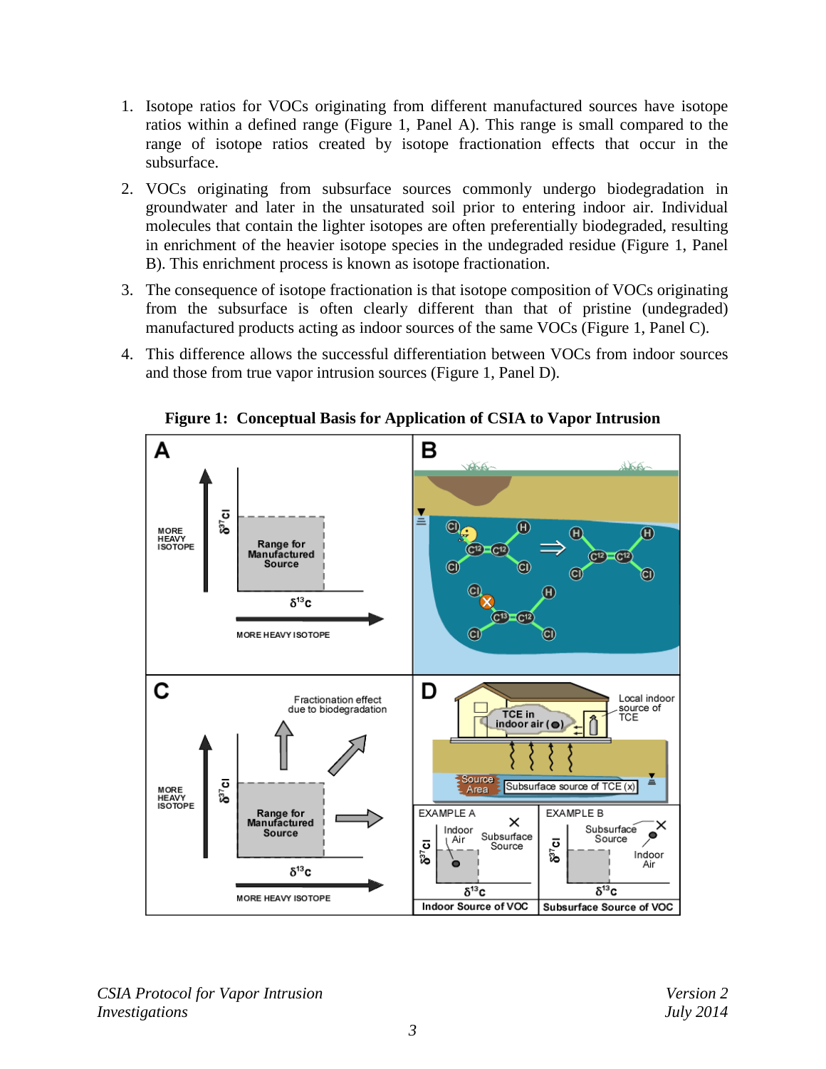1. Isotope ratios for VOCs originating from different manufactured sources have isotope ratios within a defined range (Figure 1, Panel A). This range is small compared to the range of isotope ratios created by isotope fractionation effects that occur in the subsurface.
2. VOCs originating from subsurface sources commonly undergo biodegradation in groundwater and later in the unsaturated soil prior to entering indoor air. Individual molecules that contain the lighter isotopes are often preferentially biodegraded, resulting in enrichment of the heavier isotope species in the undegraded residue (Figure 1, Panel B). This enrichment process is known as isotope fractionation.
3. The consequence of isotope fractionation is that isotope composition of VOCs originating from the subsurface is often clearly different than that of pristine (undegraded) manufactured products acting as indoor sources of the same VOCs (Figure 1, Panel C).
4. This difference allows the successful differentiation between VOCs from indoor sources and those from true vapor intrusion sources (Figure 1, Panel D).

**Figure 1: Conceptual Basis for Application of CSIA to Vapor Intrusion**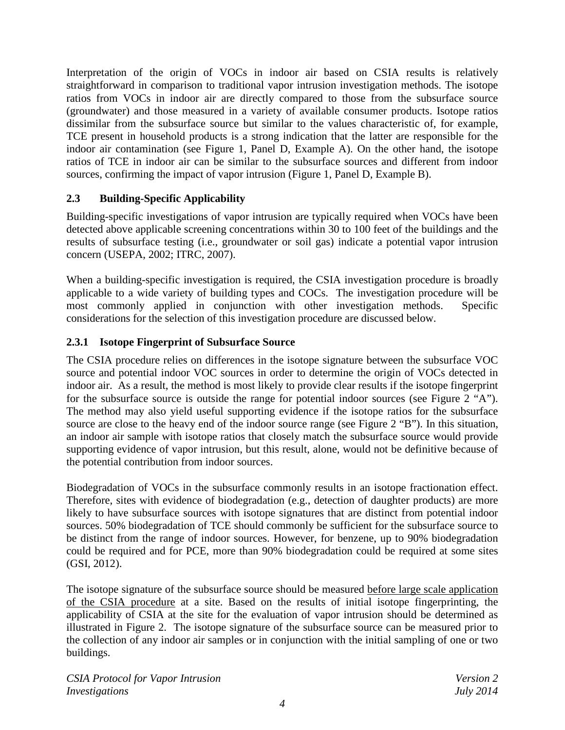Interpretation of the origin of VOCs in indoor air based on CSIA results is relatively straightforward in comparison to traditional vapor intrusion investigation methods. The isotope ratios from VOCs in indoor air are directly compared to those from the subsurface source (groundwater) and those measured in a variety of available consumer products. Isotope ratios dissimilar from the subsurface source but similar to the values characteristic of, for example, TCE present in household products is a strong indication that the latter are responsible for the indoor air contamination (see Figure 1, Panel D, Example A). On the other hand, the isotope ratios of TCE in indoor air can be similar to the subsurface sources and different from indoor sources, confirming the impact of vapor intrusion (Figure 1, Panel D, Example B).

### 2.3 Building-Specific Applicability

Building-specific investigations of vapor intrusion are typically required when VOCs have been detected above applicable screening concentrations within 30 to 100 feet of the buildings and the results of subsurface testing (i.e., groundwater or soil gas) indicate a potential vapor intrusion concern (USEPA, 2002; ITRC, 2007).

When a building-specific investigation is required, the CSIA investigation procedure is broadly applicable to a wide variety of building types and COCs. The investigation procedure will be most commonly applied in conjunction with other investigation methods. Specific considerations for the selection of this investigation procedure are discussed below.

#### 2.3.1 Isotope Fingerprint of Subsurface Source

The CSIA procedure relies on differences in the isotope signature between the subsurface VOC source and potential indoor VOC sources in order to determine the origin of VOCs detected in indoor air. As a result, the method is most likely to provide clear results if the isotope fingerprint for the subsurface source is outside the range for potential indoor sources (see Figure 2 "A"). The method may also yield useful supporting evidence if the isotope ratios for the subsurface source are close to the heavy end of the indoor source range (see Figure 2 "B"). In this situation, an indoor air sample with isotope ratios that closely match the subsurface source would provide supporting evidence of vapor intrusion, but this result, alone, would not be definitive because of the potential contribution from indoor sources.

Biodegradation of VOCs in the subsurface commonly results in an isotope fractionation effect. Therefore, sites with evidence of biodegradation (e.g., detection of daughter products) are more likely to have subsurface sources with isotope signatures that are distinct from potential indoor sources. 50% biodegradation of TCE should commonly be sufficient for the subsurface source to be distinct from the range of indoor sources. However, for benzene, up to 90% biodegradation could be required and for PCE, more than 90% biodegradation could be required at some sites (GSI, 2012).

The isotope signature of the subsurface source should be measured <u>before large scale application of the CSIA procedure</u> at a site. Based on the results of initial isotope fingerprinting, the applicability of CSIA at the site for the evaluation of vapor intrusion should be determined as illustrated in Figure 2. The isotope signature of the subsurface source can be measured prior to the collection of any indoor air samples or in conjunction with the initial sampling of one or two buildings.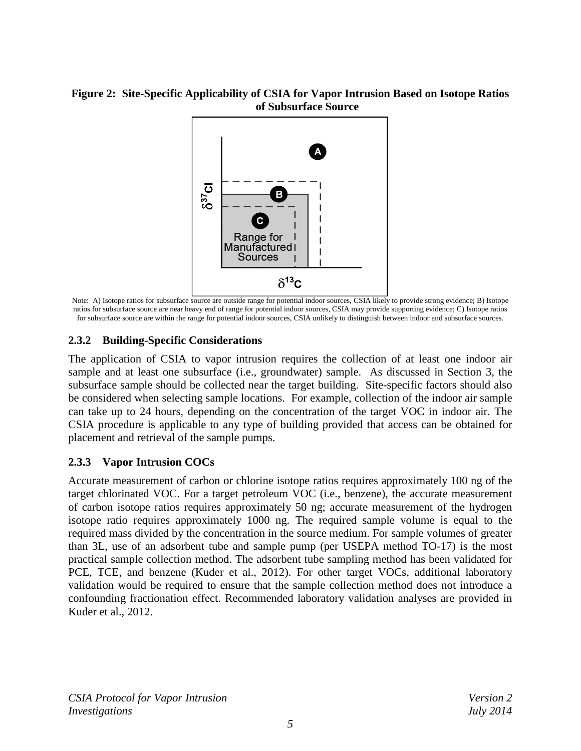**Figure 2: Site-Specific Applicability of CSIA for Vapor Intrusion Based on Isotope Ratios of Subsurface Source**

Note: A) Isotope ratios for subsurface source are outside range for potential indoor sources, CSIA likely to provide strong evidence; B) Isotope ratios for subsurface source are near heavy end of range for potential indoor sources, CSIA may provide supporting evidence; C) Isotope ratios for subsurface source are within the range for potential indoor sources, CSIA unlikely to distinguish between indoor and subsurface sources.

### 2.3.2 Building-Specific Considerations

The application of CSIA to vapor intrusion requires the collection of at least one indoor air sample and at least one subsurface (i.e., groundwater) sample. As discussed in Section 3, the subsurface sample should be collected near the target building. Site-specific factors should also be considered when selecting sample locations. For example, collection of the indoor air sample can take up to 24 hours, depending on the concentration of the target VOC in indoor air. The CSIA procedure is applicable to any type of building provided that access can be obtained for placement and retrieval of the sample pumps.

### 2.3.3 Vapor Intrusion COCs

Accurate measurement of carbon or chlorine isotope ratios requires approximately 100 ng of the target chlorinated VOC. For a target petroleum VOC (i.e., benzene), the accurate measurement of carbon isotope ratios requires approximately 50 ng; accurate measurement of the hydrogen isotope ratio requires approximately 1000 ng. The required sample volume is equal to the required mass divided by the concentration in the source medium. For sample volumes of greater than 3L, use of an adsorbent tube and sample pump (per USEPA method TO-17) is the most practical sample collection method. The adsorbent tube sampling method has been validated for PCE, TCE, and benzene (Kuder et al., 2012). For other target VOCs, additional laboratory validation would be required to ensure that the sample collection method does not introduce a confounding fractionation effect. Recommended laboratory validation analyses are provided in Kuder et al., 2012.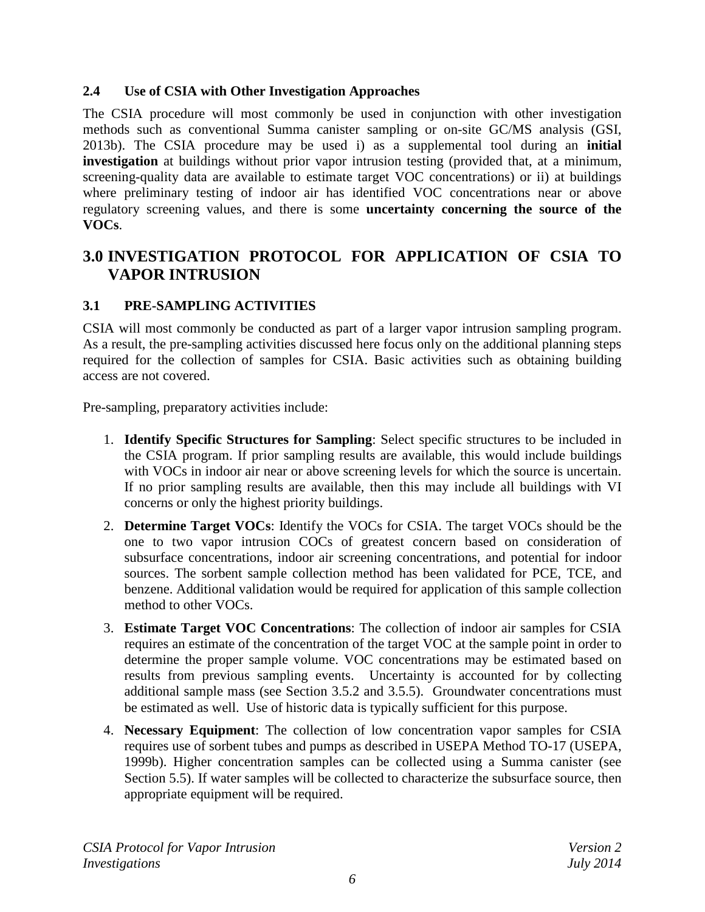### 2.4 Use of CSIA with Other Investigation Approaches

The CSIA procedure will most commonly be used in conjunction with other investigation methods such as conventional Summa canister sampling or on-site GC/MS analysis (GSI, 2013b). The CSIA procedure may be used i) as a supplemental tool during an **initial investigation** at buildings without prior vapor intrusion testing (provided that, at a minimum, screening-quality data are available to estimate target VOC concentrations) or ii) at buildings where preliminary testing of indoor air has identified VOC concentrations near or above regulatory screening values, and there is some **uncertainty concerning the source of the VOCs**.

## 3.0 INVESTIGATION PROTOCOL FOR APPLICATION OF CSIA TO VAPOR INTRUSION

### 3.1 PRE-SAMPLING ACTIVITIES

CSIA will most commonly be conducted as part of a larger vapor intrusion sampling program. As a result, the pre-sampling activities discussed here focus only on the additional planning steps required for the collection of samples for CSIA. Basic activities such as obtaining building access are not covered.

Pre-sampling, preparatory activities include:

1. **Identify Specific Structures for Sampling**: Select specific structures to be included in the CSIA program. If prior sampling results are available, this would include buildings with VOCs in indoor air near or above screening levels for which the source is uncertain. If no prior sampling results are available, then this may include all buildings with VI concerns or only the highest priority buildings.
2. **Determine Target VOCs**: Identify the VOCs for CSIA. The target VOCs should be the one to two vapor intrusion COCs of greatest concern based on consideration of subsurface concentrations, indoor air screening concentrations, and potential for indoor sources. The sorbent sample collection method has been validated for PCE, TCE, and benzene. Additional validation would be required for application of this sample collection method to other VOCs.
3. **Estimate Target VOC Concentrations**: The collection of indoor air samples for CSIA requires an estimate of the concentration of the target VOC at the sample point in order to determine the proper sample volume. VOC concentrations may be estimated based on results from previous sampling events. Uncertainty is accounted for by collecting additional sample mass (see Section 3.5.2 and 3.5.5). Groundwater concentrations must be estimated as well. Use of historic data is typically sufficient for this purpose.
4. **Necessary Equipment**: The collection of low concentration vapor samples for CSIA requires use of sorbent tubes and pumps as described in USEPA Method TO-17 (USEPA, 1999b). Higher concentration samples can be collected using a Summa canister (see Section 5.5). If water samples will be collected to characterize the subsurface source, then appropriate equipment will be required.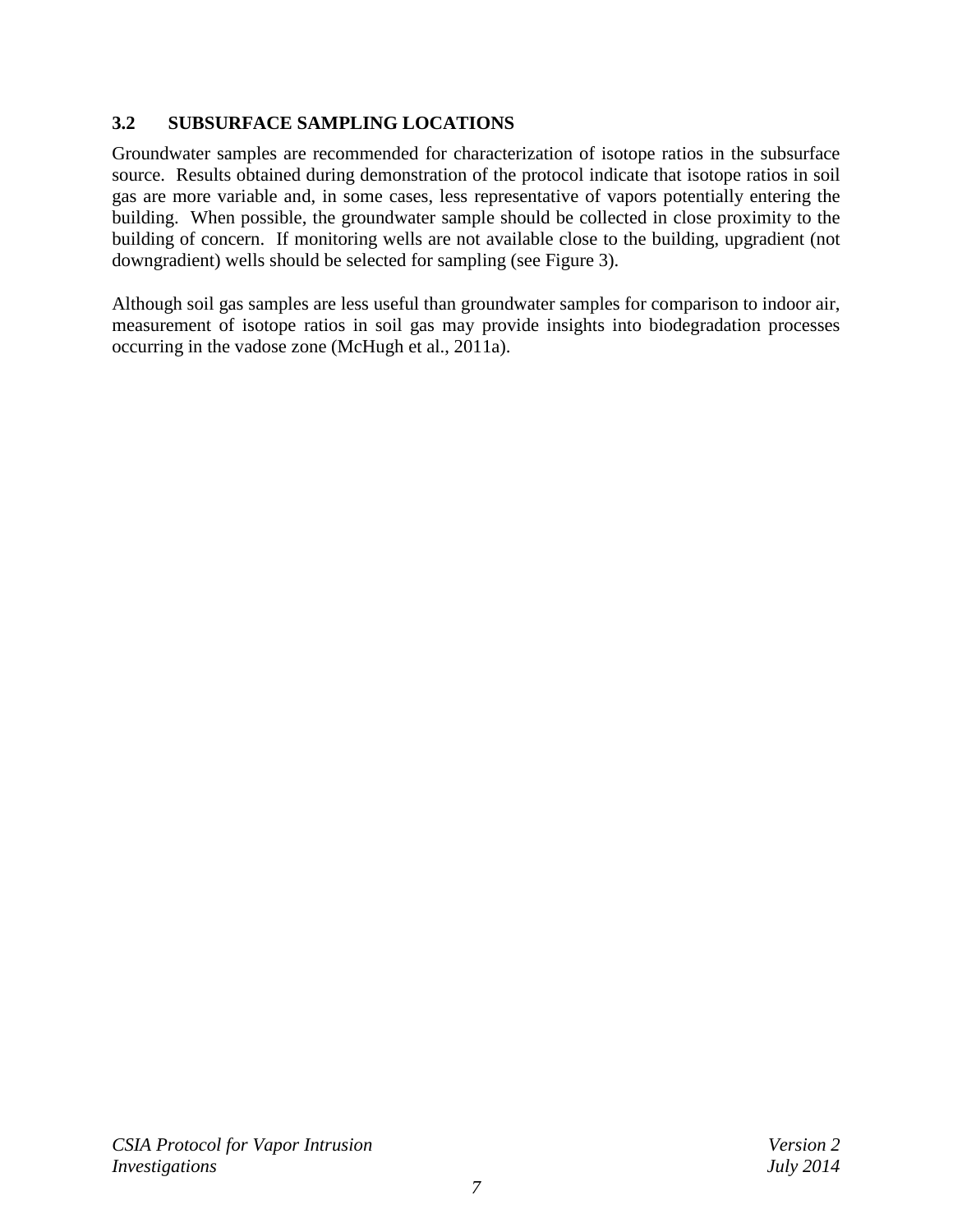### 3.2 SUBSURFACE SAMPLING LOCATIONS

Groundwater samples are recommended for characterization of isotope ratios in the subsurface source. Results obtained during demonstration of the protocol indicate that isotope ratios in soil gas are more variable and, in some cases, less representative of vapors potentially entering the building. When possible, the groundwater sample should be collected in close proximity to the building of concern. If monitoring wells are not available close to the building, upgradient (not downgradient) wells should be selected for sampling (see Figure 3).

Although soil gas samples are less useful than groundwater samples for comparison to indoor air, measurement of isotope ratios in soil gas may provide insights into biodegradation processes occurring in the vadose zone (McHugh et al., 2011a).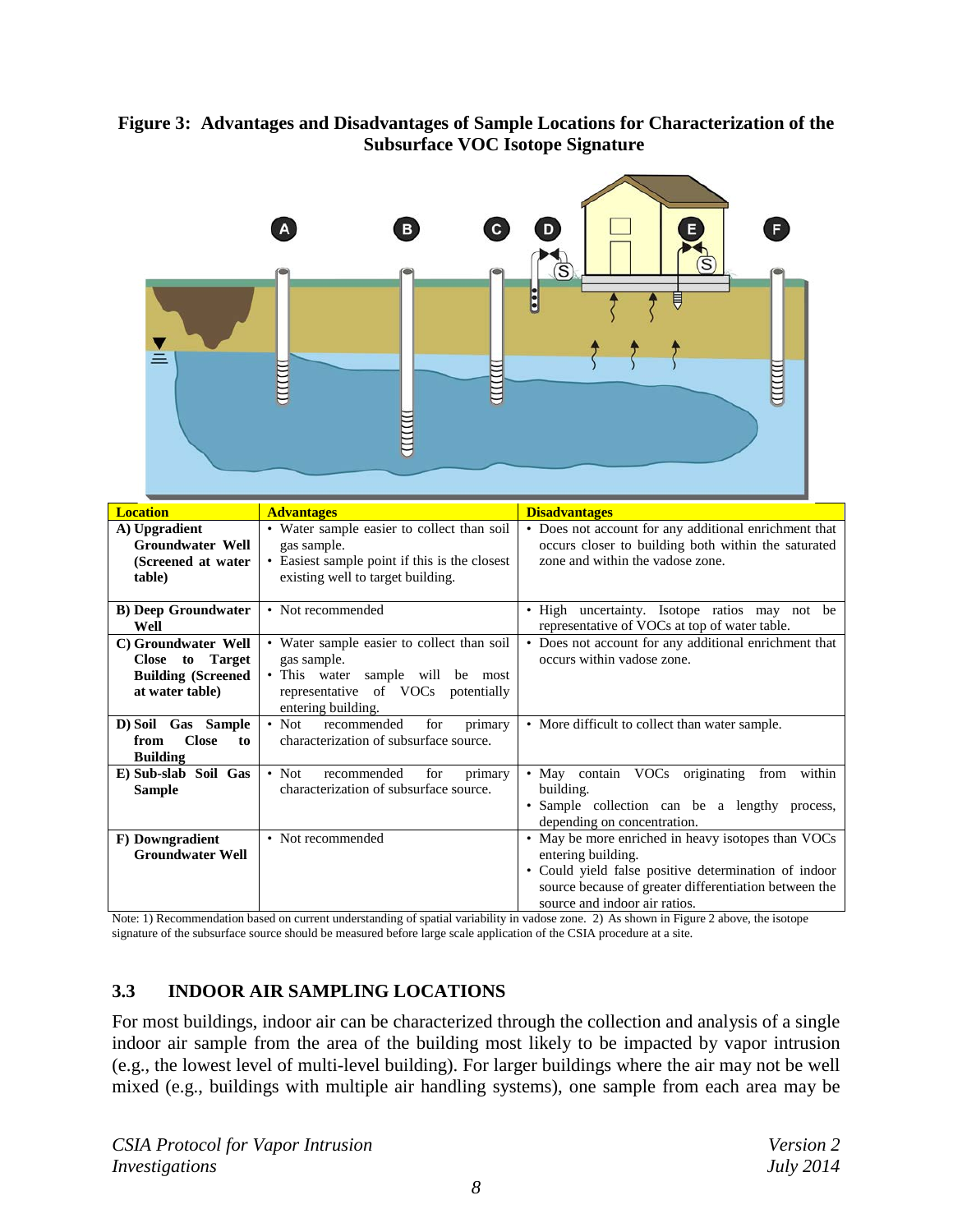**Figure 3: Advantages and Disadvantages of Sample Locations for Characterization of the Subsurface VOC Isotope Signature**

| Location | Advantages | Disadvantages |
|---|---|---|
| **A) Upgradient Groundwater Well (Screened at water table)** | • Water sample easier to collect than soil gas sample.<br>• Easiest sample point if this is the closest existing well to target building. | • Does not account for any additional enrichment that occurs closer to building both within the saturated zone and within the vadose zone. |
| **B) Deep Groundwater Well** | • Not recommended | • High uncertainty. Isotope ratios may not be representative of VOCs at top of water table. |
| **C) Groundwater Well Close to Target Building (Screened at water table)** | • Water sample easier to collect than soil gas sample.<br>• This water sample will be most representative of VOCs potentially entering building. | • Does not account for any additional enrichment that occurs within vadose zone. |
| **D) Soil Gas Sample from Close to Building** | • Not recommended for primary characterization of subsurface source. | • More difficult to collect than water sample. |
| **E) Sub-slab Soil Gas Sample** | • Not recommended for primary characterization of subsurface source. | • May contain VOCs originating from within building.<br>• Sample collection can be a lengthy process, depending on concentration. |
| **F) Downgradient Groundwater Well** | • Not recommended | • May be more enriched in heavy isotopes than VOCs entering building.<br>• Could yield false positive determination of indoor source because of greater differentiation between the source and indoor air ratios. |

Note: 1) Recommendation based on current understanding of spatial variability in vadose zone. 2) As shown in Figure 2 above, the isotope signature of the subsurface source should be measured before large scale application of the CSIA procedure at a site.

## 3.3 INDOOR AIR SAMPLING LOCATIONS

For most buildings, indoor air can be characterized through the collection and analysis of a single indoor air sample from the area of the building most likely to be impacted by vapor intrusion (e.g., the lowest level of multi-level building). For larger buildings where the air may not be well mixed (e.g., buildings with multiple air handling systems), one sample from each area may be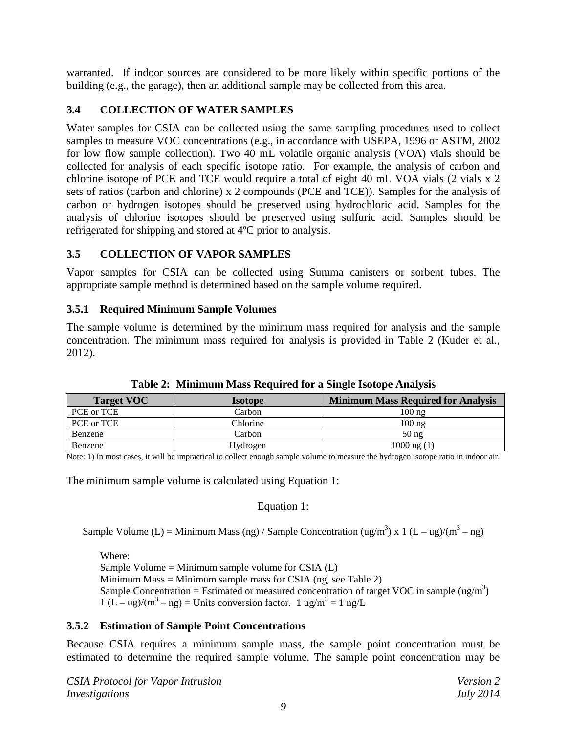warranted. If indoor sources are considered to be more likely within specific portions of the building (e.g., the garage), then an additional sample may be collected from this area.

## 3.4 COLLECTION OF WATER SAMPLES

Water samples for CSIA can be collected using the same sampling procedures used to collect samples to measure VOC concentrations (e.g., in accordance with USEPA, 1996 or ASTM, 2002 for low flow sample collection). Two 40 mL volatile organic analysis (VOA) vials should be collected for analysis of each specific isotope ratio. For example, the analysis of carbon and chlorine isotope of PCE and TCE would require a total of eight 40 mL VOA vials (2 vials x 2 sets of ratios (carbon and chlorine) x 2 compounds (PCE and TCE)). Samples for the analysis of carbon or hydrogen isotopes should be preserved using hydrochloric acid. Samples for the analysis of chlorine isotopes should be preserved using sulfuric acid. Samples should be refrigerated for shipping and stored at 4ºC prior to analysis.

## 3.5 COLLECTION OF VAPOR SAMPLES

Vapor samples for CSIA can be collected using Summa canisters or sorbent tubes. The appropriate sample method is determined based on the sample volume required.

### 3.5.1 Required Minimum Sample Volumes

The sample volume is determined by the minimum mass required for analysis and the sample concentration. The minimum mass required for analysis is provided in Table 2 (Kuder et al., 2012).

**Table 2: Minimum Mass Required for a Single Isotope Analysis**

| Target VOC | Isotope | Minimum Mass Required for Analysis |
|---|---|---|
| PCE or TCE | Carbon | 100 ng |
| PCE or TCE | Chlorine | 100 ng |
| Benzene | Carbon | 50 ng |
| Benzene | Hydrogen | 1000 ng (1) |

Note: 1) In most cases, it will be impractical to collect enough sample volume to measure the hydrogen isotope ratio in indoor air.

The minimum sample volume is calculated using Equation 1:

Equation 1:

$$\text{Sample Volume (L)} = \text{Minimum Mass (ng)} / \text{Sample Concentration (ug/m}^3\text{)} \times 1\ (\text{L} - \text{ug})/(\text{m}^3 - \text{ng})$$

Where:
Sample Volume = Minimum sample volume for CSIA (L)
Minimum Mass = Minimum sample mass for CSIA (ng, see Table 2)
Sample Concentration = Estimated or measured concentration of target VOC in sample (ug/$m^3$)
1 (L – ug)/($m^3$ – ng) = Units conversion factor. 1 ug/$m^3$ = 1 ng/L

### 3.5.2 Estimation of Sample Point Concentrations

Because CSIA requires a minimum sample mass, the sample point concentration must be estimated to determine the required sample volume. The sample point concentration may be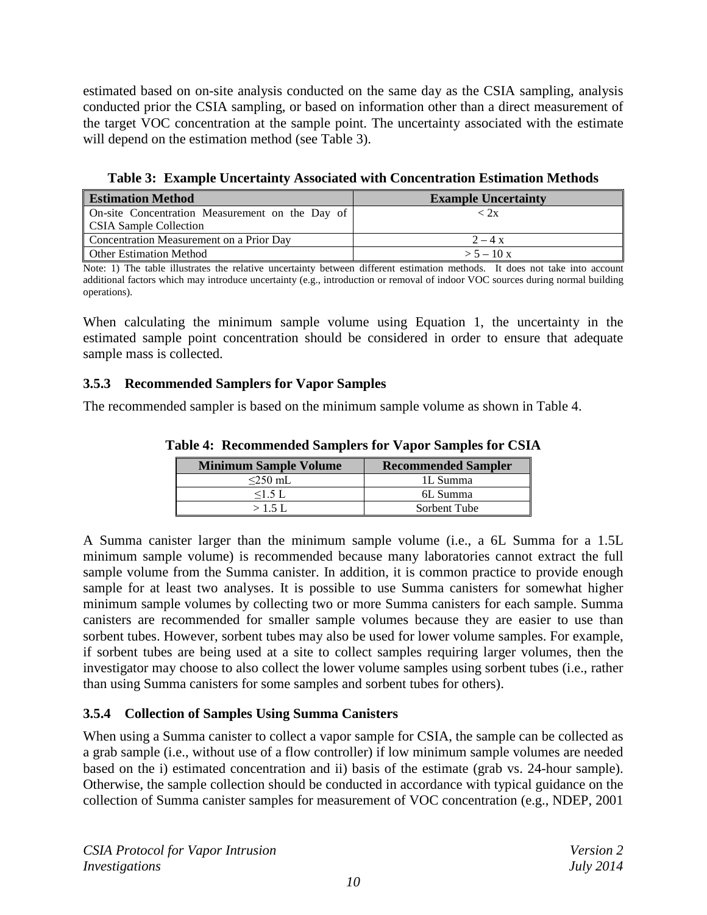estimated based on on-site analysis conducted on the same day as the CSIA sampling, analysis conducted prior the CSIA sampling, or based on information other than a direct measurement of the target VOC concentration at the sample point. The uncertainty associated with the estimate will depend on the estimation method (see Table 3).

**Table 3: Example Uncertainty Associated with Concentration Estimation Methods**

| Estimation Method | Example Uncertainty |
|---|---|
| On-site Concentration Measurement on the Day of CSIA Sample Collection | < 2x |
| Concentration Measurement on a Prior Day | 2 – 4 x |
| Other Estimation Method | > 5 – 10 x |

Note: 1) The table illustrates the relative uncertainty between different estimation methods. It does not take into account additional factors which may introduce uncertainty (e.g., introduction or removal of indoor VOC sources during normal building operations).

When calculating the minimum sample volume using Equation 1, the uncertainty in the estimated sample point concentration should be considered in order to ensure that adequate sample mass is collected.

### 3.5.3 Recommended Samplers for Vapor Samples

The recommended sampler is based on the minimum sample volume as shown in Table 4.

**Table 4: Recommended Samplers for Vapor Samples for CSIA**

| Minimum Sample Volume | Recommended Sampler |
|---|---|
| ≤250 mL | 1L Summa |
| ≤1.5 L | 6L Summa |
| > 1.5 L | Sorbent Tube |

A Summa canister larger than the minimum sample volume (i.e., a 6L Summa for a 1.5L minimum sample volume) is recommended because many laboratories cannot extract the full sample volume from the Summa canister. In addition, it is common practice to provide enough sample for at least two analyses. It is possible to use Summa canisters for somewhat higher minimum sample volumes by collecting two or more Summa canisters for each sample. Summa canisters are recommended for smaller sample volumes because they are easier to use than sorbent tubes. However, sorbent tubes may also be used for lower volume samples. For example, if sorbent tubes are being used at a site to collect samples requiring larger volumes, then the investigator may choose to also collect the lower volume samples using sorbent tubes (i.e., rather than using Summa canisters for some samples and sorbent tubes for others).

### 3.5.4 Collection of Samples Using Summa Canisters

When using a Summa canister to collect a vapor sample for CSIA, the sample can be collected as a grab sample (i.e., without use of a flow controller) if low minimum sample volumes are needed based on the i) estimated concentration and ii) basis of the estimate (grab vs. 24-hour sample). Otherwise, the sample collection should be conducted in accordance with typical guidance on the collection of Summa canister samples for measurement of VOC concentration (e.g., NDEP, 2001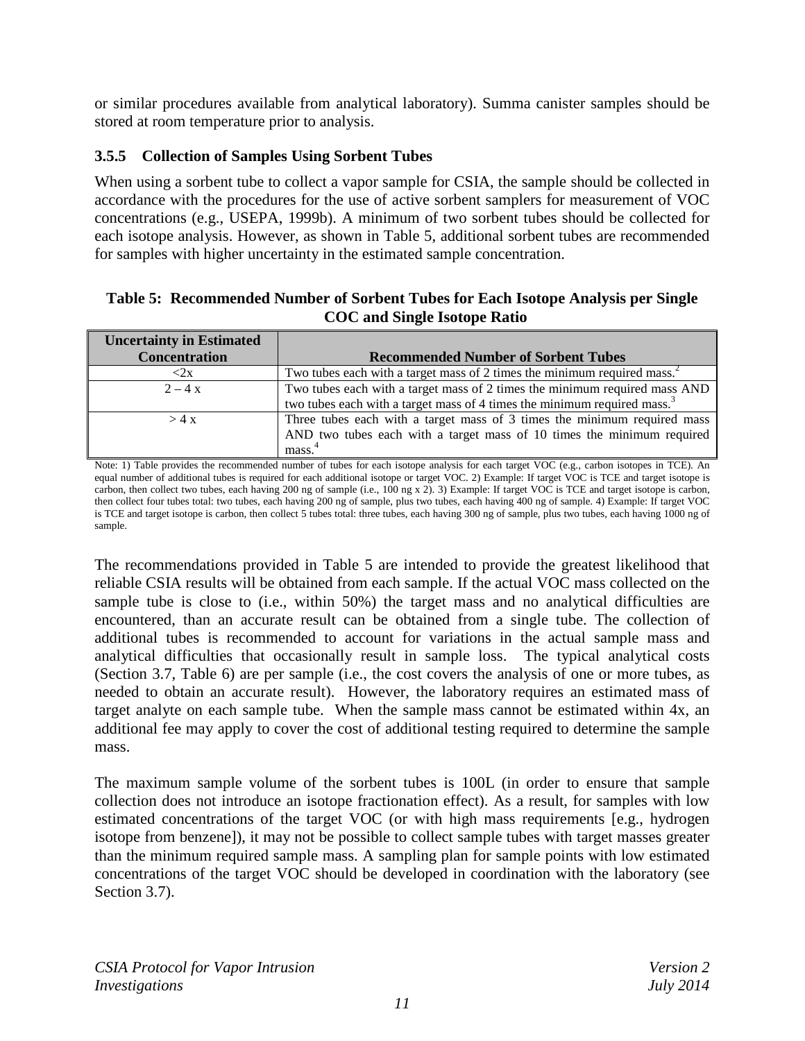or similar procedures available from analytical laboratory). Summa canister samples should be stored at room temperature prior to analysis.

### 3.5.5 Collection of Samples Using Sorbent Tubes

When using a sorbent tube to collect a vapor sample for CSIA, the sample should be collected in accordance with the procedures for the use of active sorbent samplers for measurement of VOC concentrations (e.g., USEPA, 1999b). A minimum of two sorbent tubes should be collected for each isotope analysis. However, as shown in Table 5, additional sorbent tubes are recommended for samples with higher uncertainty in the estimated sample concentration.

**Table 5: Recommended Number of Sorbent Tubes for Each Isotope Analysis per Single COC and Single Isotope Ratio**

| Uncertainty in Estimated Concentration | Recommended Number of Sorbent Tubes |
|---|---|
| <2x | Two tubes each with a target mass of 2 times the minimum required mass.[2] |
| 2 – 4 x | Two tubes each with a target mass of 2 times the minimum required mass AND two tubes each with a target mass of 4 times the minimum required mass.[3] |
| > 4 x | Three tubes each with a target mass of 3 times the minimum required mass AND two tubes each with a target mass of 10 times the minimum required mass.[4] |

Note: 1) Table provides the recommended number of tubes for each isotope analysis for each target VOC (e.g., carbon isotopes in TCE). An equal number of additional tubes is required for each additional isotope or target VOC. 2) Example: If target VOC is TCE and target isotope is carbon, then collect two tubes, each having 200 ng of sample (i.e., 100 ng x 2). 3) Example: If target VOC is TCE and target isotope is carbon, then collect four tubes total: two tubes, each having 200 ng of sample, plus two tubes, each having 400 ng of sample. 4) Example: If target VOC is TCE and target isotope is carbon, then collect 5 tubes total: three tubes, each having 300 ng of sample, plus two tubes, each having 1000 ng of sample.

The recommendations provided in Table 5 are intended to provide the greatest likelihood that reliable CSIA results will be obtained from each sample. If the actual VOC mass collected on the sample tube is close to (i.e., within 50%) the target mass and no analytical difficulties are encountered, than an accurate result can be obtained from a single tube. The collection of additional tubes is recommended to account for variations in the actual sample mass and analytical difficulties that occasionally result in sample loss. The typical analytical costs (Section 3.7, Table 6) are per sample (i.e., the cost covers the analysis of one or more tubes, as needed to obtain an accurate result). However, the laboratory requires an estimated mass of target analyte on each sample tube. When the sample mass cannot be estimated within 4x, an additional fee may apply to cover the cost of additional testing required to determine the sample mass.

The maximum sample volume of the sorbent tubes is 100L (in order to ensure that sample collection does not introduce an isotope fractionation effect). As a result, for samples with low estimated concentrations of the target VOC (or with high mass requirements [e.g., hydrogen isotope from benzene]), it may not be possible to collect sample tubes with target masses greater than the minimum required sample mass. A sampling plan for sample points with low estimated concentrations of the target VOC should be developed in coordination with the laboratory (see Section 3.7).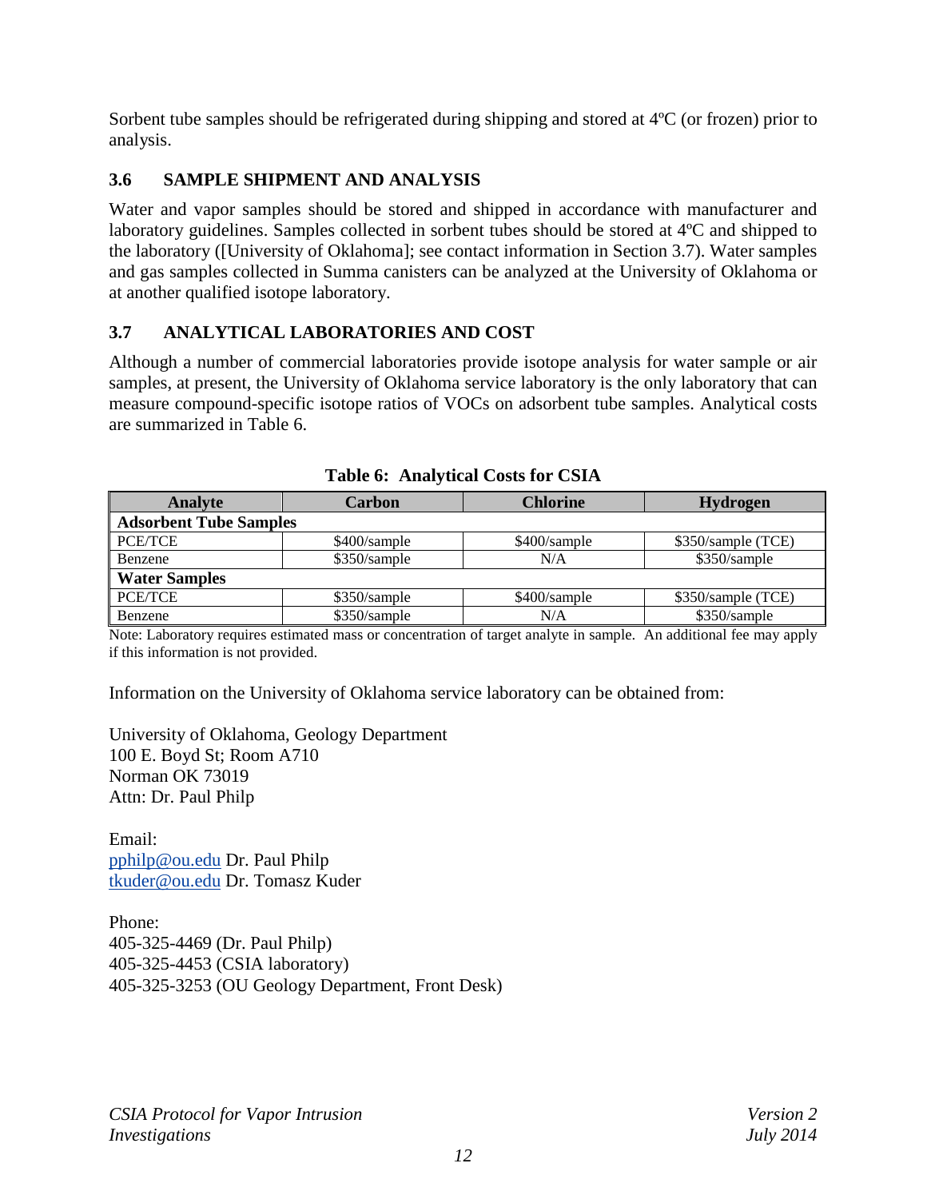Sorbent tube samples should be refrigerated during shipping and stored at 4ºC (or frozen) prior to analysis.

### 3.6 SAMPLE SHIPMENT AND ANALYSIS

Water and vapor samples should be stored and shipped in accordance with manufacturer and laboratory guidelines. Samples collected in sorbent tubes should be stored at 4ºC and shipped to the laboratory ([University of Oklahoma]; see contact information in Section 3.7). Water samples and gas samples collected in Summa canisters can be analyzed at the University of Oklahoma or at another qualified isotope laboratory.

### 3.7 ANALYTICAL LABORATORIES AND COST

Although a number of commercial laboratories provide isotope analysis for water sample or air samples, at present, the University of Oklahoma service laboratory is the only laboratory that can measure compound-specific isotope ratios of VOCs on adsorbent tube samples. Analytical costs are summarized in Table 6.

**Table 6: Analytical Costs for CSIA**

| Analyte | Carbon | Chlorine | Hydrogen |
|---|---|---|---|
| **Adsorbent Tube Samples** | | | |
| PCE/TCE | $400/sample | $400/sample | $350/sample (TCE) |
| Benzene | $350/sample | N/A | $350/sample |
| **Water Samples** | | | |
| PCE/TCE | $350/sample | $400/sample | $350/sample (TCE) |
| Benzene | $350/sample | N/A | $350/sample |

Note: Laboratory requires estimated mass or concentration of target analyte in sample. An additional fee may apply if this information is not provided.

Information on the University of Oklahoma service laboratory can be obtained from:

University of Oklahoma, Geology Department
100 E. Boyd St; Room A710
Norman OK 73019
Attn: Dr. Paul Philp

Email:
pphilp@ou.edu Dr. Paul Philp
tkuder@ou.edu Dr. Tomasz Kuder

Phone:
405-325-4469 (Dr. Paul Philp)
405-325-4453 (CSIA laboratory)
405-325-3253 (OU Geology Department, Front Desk)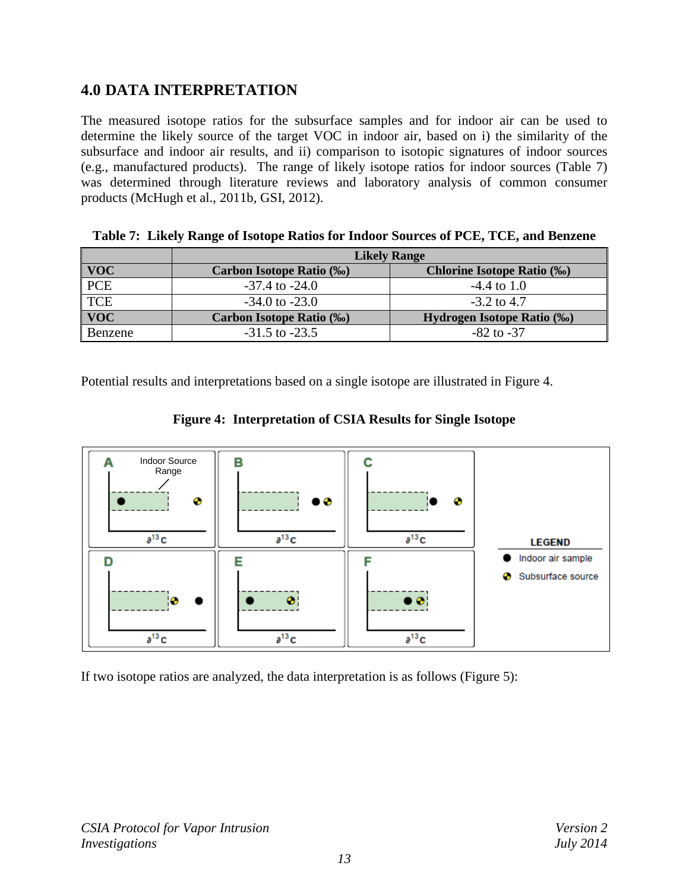## 4.0 DATA INTERPRETATION

The measured isotope ratios for the subsurface samples and for indoor air can be used to determine the likely source of the target VOC in indoor air, based on i) the similarity of the subsurface and indoor air results, and ii) comparison to isotopic signatures of indoor sources (e.g., manufactured products). The range of likely isotope ratios for indoor sources (Table 7) was determined through literature reviews and laboratory analysis of common consumer products (McHugh et al., 2011b, GSI, 2012).

**Table 7: Likely Range of Isotope Ratios for Indoor Sources of PCE, TCE, and Benzene**

| | Likely Range | |
|---|---|---|
| **VOC** | **Carbon Isotope Ratio (‰)** | **Chlorine Isotope Ratio (‰)** |
| PCE | -37.4 to -24.0 | -4.4 to 1.0 |
| TCE | -34.0 to -23.0 | -3.2 to 4.7 |
| **VOC** | **Carbon Isotope Ratio (‰)** | **Hydrogen Isotope Ratio (‰)** |
| Benzene | -31.5 to -23.5 | -82 to -37 |

Potential results and interpretations based on a single isotope are illustrated in Figure 4.

**Figure 4: Interpretation of CSIA Results for Single Isotope**

If two isotope ratios are analyzed, the data interpretation is as follows (Figure 5):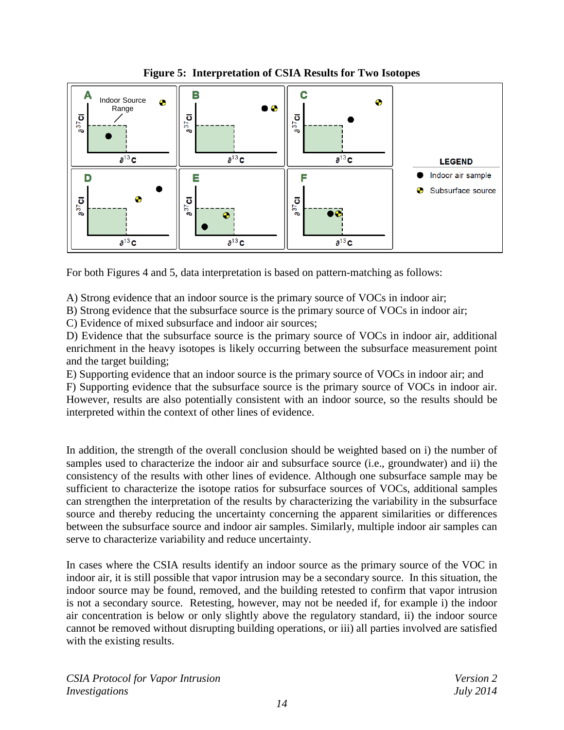**Figure 5: Interpretation of CSIA Results for Two Isotopes**

For both Figures 4 and 5, data interpretation is based on pattern-matching as follows:

A) Strong evidence that an indoor source is the primary source of VOCs in indoor air;
B) Strong evidence that the subsurface source is the primary source of VOCs in indoor air;
C) Evidence of mixed subsurface and indoor air sources;
D) Evidence that the subsurface source is the primary source of VOCs in indoor air, additional enrichment in the heavy isotopes is likely occurring between the subsurface measurement point and the target building;
E) Supporting evidence that an indoor source is the primary source of VOCs in indoor air; and
F) Supporting evidence that the subsurface source is the primary source of VOCs in indoor air. However, results are also potentially consistent with an indoor source, so the results should be interpreted within the context of other lines of evidence.

In addition, the strength of the overall conclusion should be weighted based on i) the number of samples used to characterize the indoor air and subsurface source (i.e., groundwater) and ii) the consistency of the results with other lines of evidence. Although one subsurface sample may be sufficient to characterize the isotope ratios for subsurface sources of VOCs, additional samples can strengthen the interpretation of the results by characterizing the variability in the subsurface source and thereby reducing the uncertainty concerning the apparent similarities or differences between the subsurface source and indoor air samples. Similarly, multiple indoor air samples can serve to characterize variability and reduce uncertainty.

In cases where the CSIA results identify an indoor source as the primary source of the VOC in indoor air, it is still possible that vapor intrusion may be a secondary source. In this situation, the indoor source may be found, removed, and the building retested to confirm that vapor intrusion is not a secondary source. Retesting, however, may not be needed if, for example i) the indoor air concentration is below or only slightly above the regulatory standard, ii) the indoor source cannot be removed without disrupting building operations, or iii) all parties involved are satisfied with the existing results.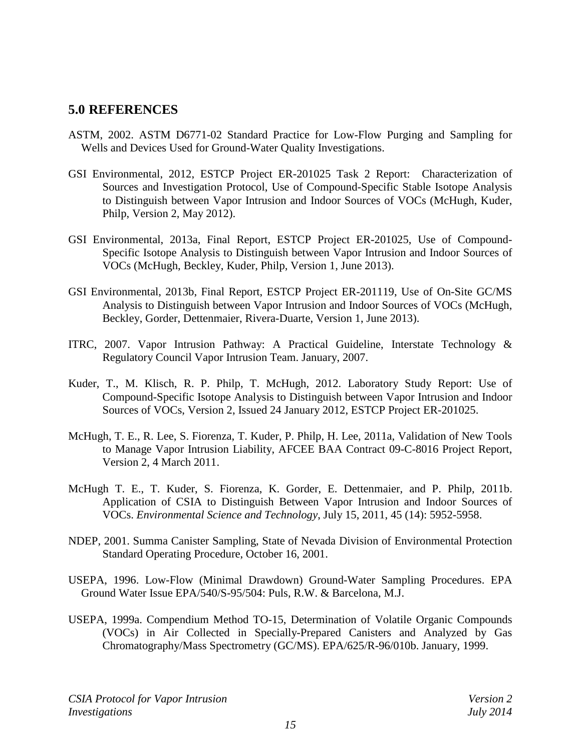## 5.0 REFERENCES

ASTM, 2002. ASTM D6771-02 Standard Practice for Low-Flow Purging and Sampling for Wells and Devices Used for Ground-Water Quality Investigations.

GSI Environmental, 2012, ESTCP Project ER-201025 Task 2 Report: Characterization of Sources and Investigation Protocol, Use of Compound-Specific Stable Isotope Analysis to Distinguish between Vapor Intrusion and Indoor Sources of VOCs (McHugh, Kuder, Philp, Version 2, May 2012).

GSI Environmental, 2013a, Final Report, ESTCP Project ER-201025, Use of Compound-Specific Isotope Analysis to Distinguish between Vapor Intrusion and Indoor Sources of VOCs (McHugh, Beckley, Kuder, Philp, Version 1, June 2013).

GSI Environmental, 2013b, Final Report, ESTCP Project ER-201119, Use of On-Site GC/MS Analysis to Distinguish between Vapor Intrusion and Indoor Sources of VOCs (McHugh, Beckley, Gorder, Dettenmaier, Rivera-Duarte, Version 1, June 2013).

ITRC, 2007. Vapor Intrusion Pathway: A Practical Guideline, Interstate Technology & Regulatory Council Vapor Intrusion Team. January, 2007.

Kuder, T., M. Klisch, R. P. Philp, T. McHugh, 2012. Laboratory Study Report: Use of Compound-Specific Isotope Analysis to Distinguish between Vapor Intrusion and Indoor Sources of VOCs, Version 2, Issued 24 January 2012, ESTCP Project ER-201025.

McHugh, T. E., R. Lee, S. Fiorenza, T. Kuder, P. Philp, H. Lee, 2011a, Validation of New Tools to Manage Vapor Intrusion Liability, AFCEE BAA Contract 09-C-8016 Project Report, Version 2, 4 March 2011.

McHugh T. E., T. Kuder, S. Fiorenza, K. Gorder, E. Dettenmaier, and P. Philp, 2011b. Application of CSIA to Distinguish Between Vapor Intrusion and Indoor Sources of VOCs. *Environmental Science and Technology*, July 15, 2011, 45 (14): 5952-5958.

NDEP, 2001. Summa Canister Sampling, State of Nevada Division of Environmental Protection Standard Operating Procedure, October 16, 2001.

USEPA, 1996. Low-Flow (Minimal Drawdown) Ground-Water Sampling Procedures. EPA Ground Water Issue EPA/540/S-95/504: Puls, R.W. & Barcelona, M.J.

USEPA, 1999a. Compendium Method TO-15, Determination of Volatile Organic Compounds (VOCs) in Air Collected in Specially-Prepared Canisters and Analyzed by Gas Chromatography/Mass Spectrometry (GC/MS). EPA/625/R-96/010b. January, 1999.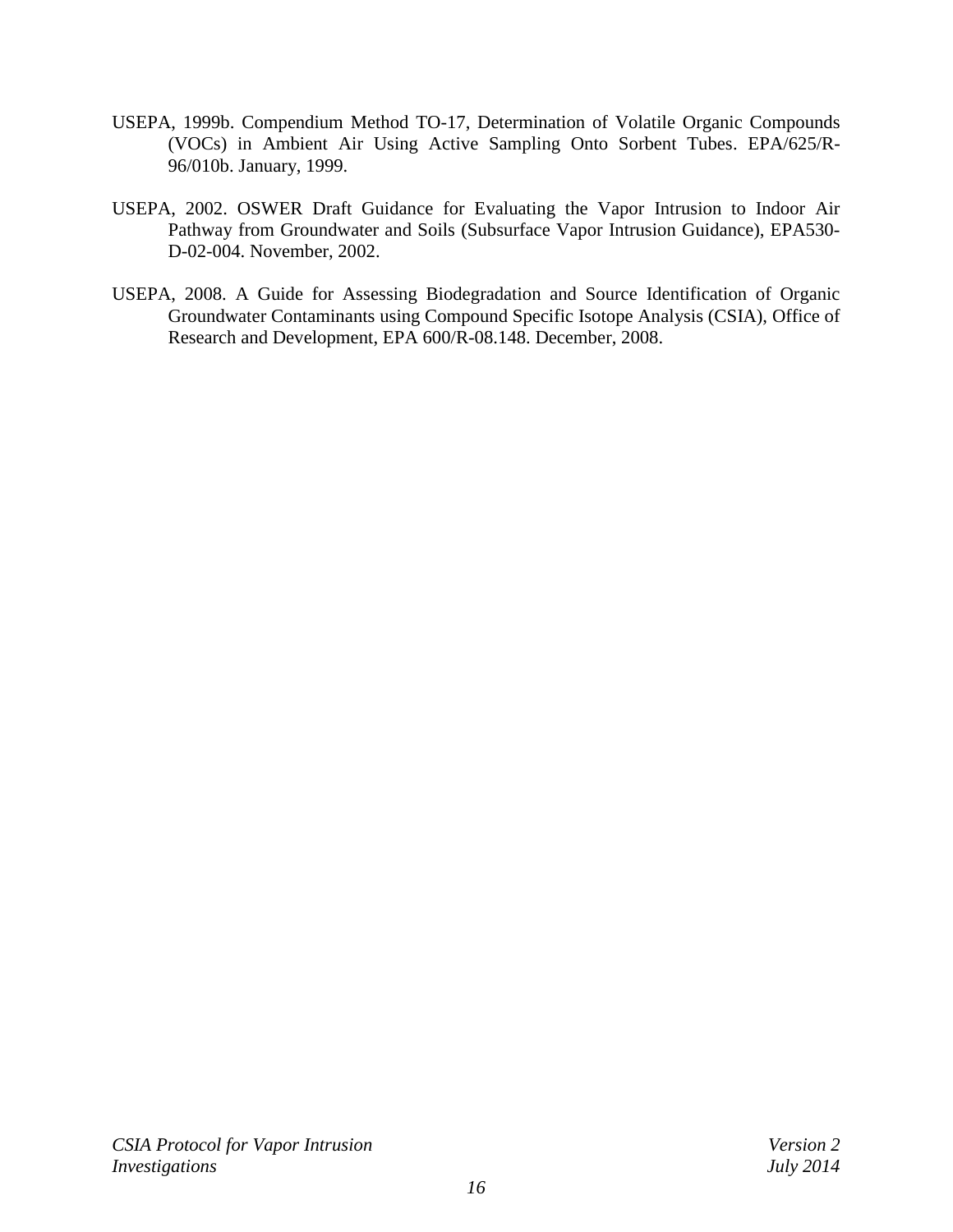USEPA, 1999b. Compendium Method TO-17, Determination of Volatile Organic Compounds (VOCs) in Ambient Air Using Active Sampling Onto Sorbent Tubes. EPA/625/R-96/010b. January, 1999.

USEPA, 2002. OSWER Draft Guidance for Evaluating the Vapor Intrusion to Indoor Air Pathway from Groundwater and Soils (Subsurface Vapor Intrusion Guidance), EPA530-D-02-004. November, 2002.

USEPA, 2008. A Guide for Assessing Biodegradation and Source Identification of Organic Groundwater Contaminants using Compound Specific Isotope Analysis (CSIA), Office of Research and Development, EPA 600/R-08.148. December, 2008.